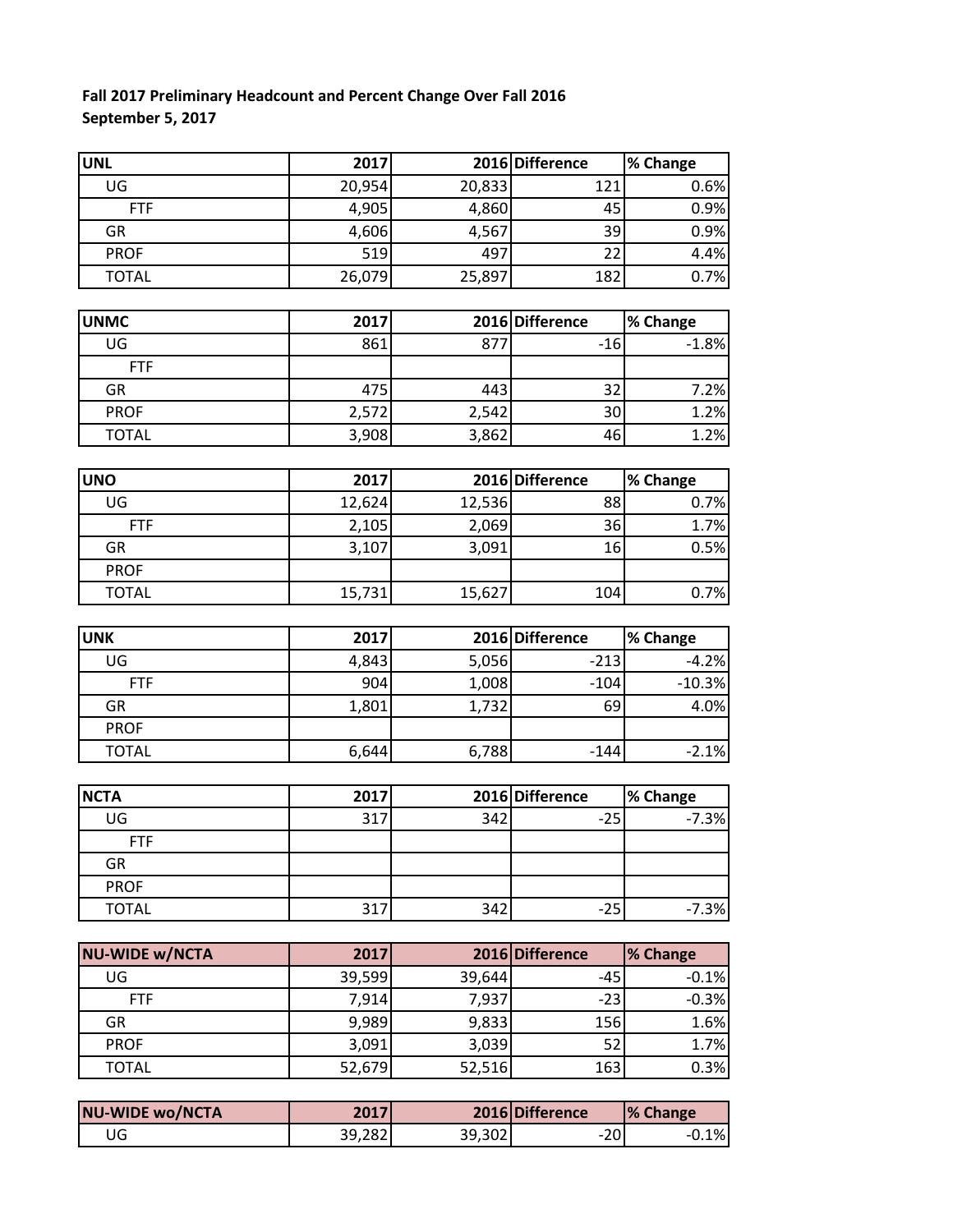**Fall 2017 Preliminary Headcount and Percent Change Over Fall 2016**
**September 5, 2017**

| UNL | 2017 | 2016 | Difference | % Change |
|---|---|---|---|---|
| UG | 20,954 | 20,833 | 121 | 0.6% |
| FTF | 4,905 | 4,860 | 45 | 0.9% |
| GR | 4,606 | 4,567 | 39 | 0.9% |
| PROF | 519 | 497 | 22 | 4.4% |
| TOTAL | 26,079 | 25,897 | 182 | 0.7% |

| UNMC | 2017 | 2016 | Difference | % Change |
|---|---|---|---|---|
| UG | 861 | 877 | -16 | -1.8% |
| FTF | | | | |
| GR | 475 | 443 | 32 | 7.2% |
| PROF | 2,572 | 2,542 | 30 | 1.2% |
| TOTAL | 3,908 | 3,862 | 46 | 1.2% |

| UNO | 2017 | 2016 | Difference | % Change |
|---|---|---|---|---|
| UG | 12,624 | 12,536 | 88 | 0.7% |
| FTF | 2,105 | 2,069 | 36 | 1.7% |
| GR | 3,107 | 3,091 | 16 | 0.5% |
| PROF | | | | |
| TOTAL | 15,731 | 15,627 | 104 | 0.7% |

| UNK | 2017 | 2016 | Difference | % Change |
|---|---|---|---|---|
| UG | 4,843 | 5,056 | -213 | -4.2% |
| FTF | 904 | 1,008 | -104 | -10.3% |
| GR | 1,801 | 1,732 | 69 | 4.0% |
| PROF | | | | |
| TOTAL | 6,644 | 6,788 | -144 | -2.1% |

| NCTA | 2017 | 2016 | Difference | % Change |
|---|---|---|---|---|
| UG | 317 | 342 | -25 | -7.3% |
| FTF | | | | |
| GR | | | | |
| PROF | | | | |
| TOTAL | 317 | 342 | -25 | -7.3% |

| NU-WIDE w/NCTA | 2017 | 2016 | Difference | % Change |
|---|---|---|---|---|
| UG | 39,599 | 39,644 | -45 | -0.1% |
| FTF | 7,914 | 7,937 | -23 | -0.3% |
| GR | 9,989 | 9,833 | 156 | 1.6% |
| PROF | 3,091 | 3,039 | 52 | 1.7% |
| TOTAL | 52,679 | 52,516 | 163 | 0.3% |

| NU-WIDE wo/NCTA | 2017 | 2016 | Difference | % Change |
|---|---|---|---|---|
| UG | 39,282 | 39,302 | -20 | -0.1% |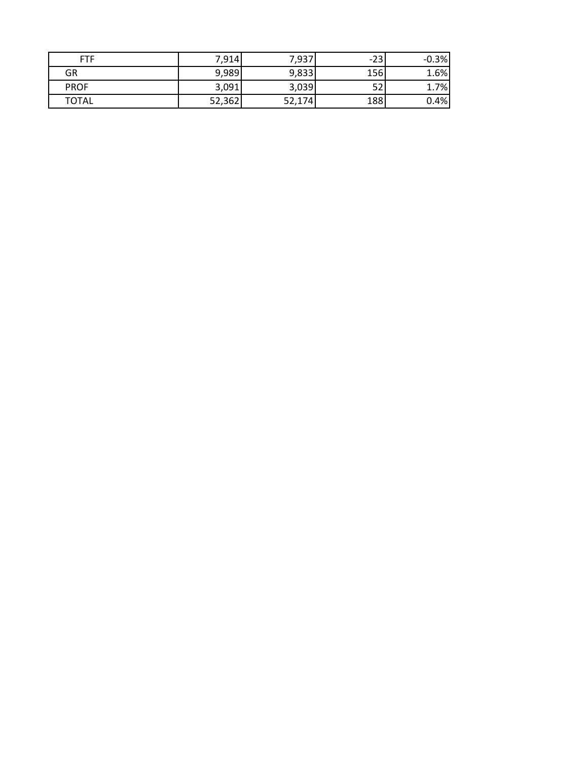| | | | | |
|---|---|---|---|---|
| FTF | 7,914 | 7,937 | -23 | -0.3% |
| GR | 9,989 | 9,833 | 156 | 1.6% |
| PROF | 3,091 | 3,039 | 52 | 1.7% |
| TOTAL | 52,362 | 52,174 | 188 | 0.4% |